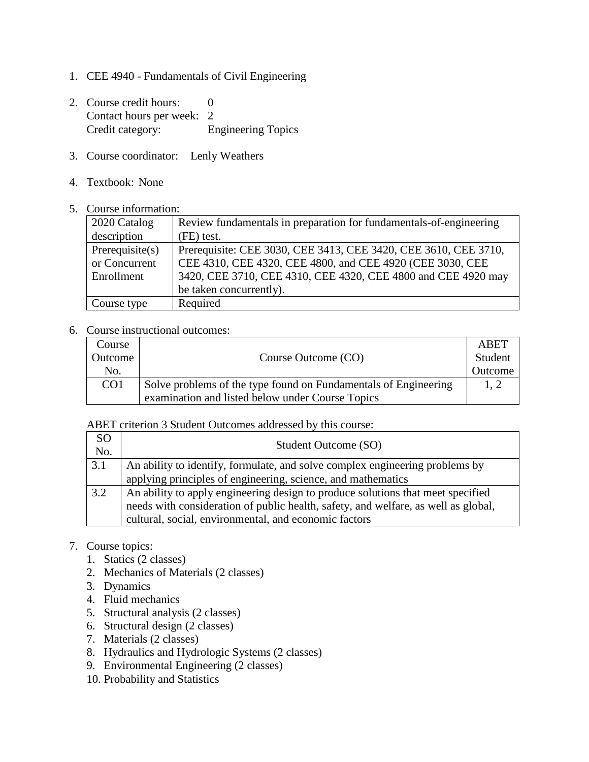1. CEE 4940 - Fundamentals of Civil Engineering

2. Course credit hours: 0
   Contact hours per week: 2
   Credit category: Engineering Topics

3. Course coordinator: Lenly Weathers

4. Textbook: None

5. Course information:

| | |
|---|---|
| 2020 Catalog description | Review fundamentals in preparation for fundamentals-of-engineering (FE) test. |
| Prerequisite(s) or Concurrent Enrollment | Prerequisite: CEE 3030, CEE 3413, CEE 3420, CEE 3610, CEE 3710, CEE 4310, CEE 4320, CEE 4800, and CEE 4920 (CEE 3030, CEE 3420, CEE 3710, CEE 4310, CEE 4320, CEE 4800 and CEE 4920 may be taken concurrently). |
| Course type | Required |

6. Course instructional outcomes:

| Course Outcome No. | Course Outcome (CO) | ABET Student Outcome |
|---|---|---|
| CO1 | Solve problems of the type found on Fundamentals of Engineering examination and listed below under Course Topics | 1, 2 |

ABET criterion 3 Student Outcomes addressed by this course:

| SO No. | Student Outcome (SO) |
|---|---|
| 3.1 | An ability to identify, formulate, and solve complex engineering problems by applying principles of engineering, science, and mathematics |
| 3.2 | An ability to apply engineering design to produce solutions that meet specified needs with consideration of public health, safety, and welfare, as well as global, cultural, social, environmental, and economic factors |

7. Course topics:
   1. Statics (2 classes)
   2. Mechanics of Materials (2 classes)
   3. Dynamics
   4. Fluid mechanics
   5. Structural analysis (2 classes)
   6. Structural design (2 classes)
   7. Materials (2 classes)
   8. Hydraulics and Hydrologic Systems (2 classes)
   9. Environmental Engineering (2 classes)
   10. Probability and Statistics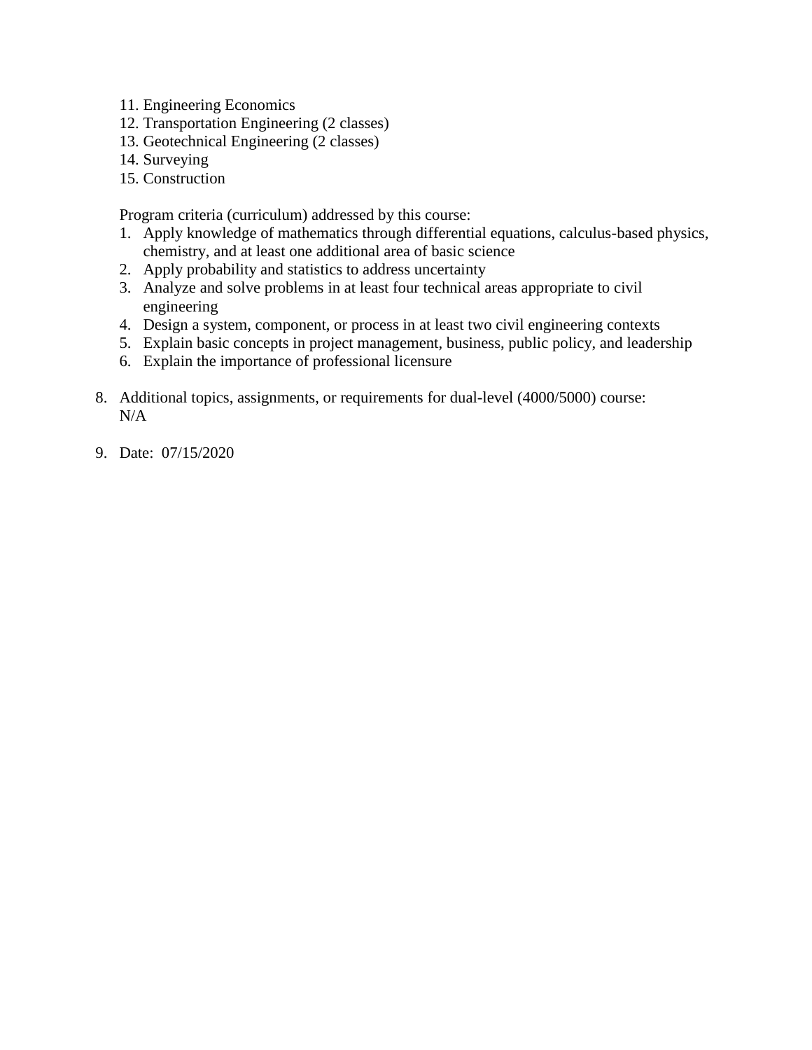11. Engineering Economics
12. Transportation Engineering (2 classes)
13. Geotechnical Engineering (2 classes)
14. Surveying
15. Construction

Program criteria (curriculum) addressed by this course:

1. Apply knowledge of mathematics through differential equations, calculus-based physics, chemistry, and at least one additional area of basic science
2. Apply probability and statistics to address uncertainty
3. Analyze and solve problems in at least four technical areas appropriate to civil engineering
4. Design a system, component, or process in at least two civil engineering contexts
5. Explain basic concepts in project management, business, public policy, and leadership
6. Explain the importance of professional licensure

8. Additional topics, assignments, or requirements for dual-level (4000/5000) course:
   N/A

9. Date: 07/15/2020